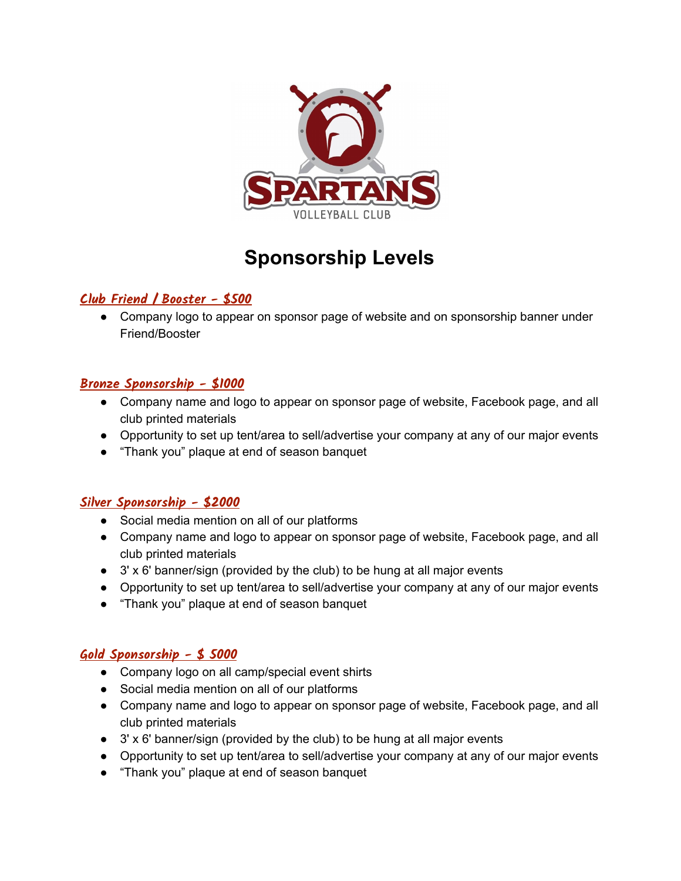SPARTANS

VOLLEYBALL CLUB

# Sponsorship Levels

### Club Friend / Booster - $500

- Company logo to appear on sponsor page of website and on sponsorship banner under Friend/Booster

### Bronze Sponsorship - $1000

- Company name and logo to appear on sponsor page of website, Facebook page, and all club printed materials
- Opportunity to set up tent/area to sell/advertise your company at any of our major events
- “Thank you” plaque at end of season banquet

### Silver Sponsorship - $2000

- Social media mention on all of our platforms
- Company name and logo to appear on sponsor page of website, Facebook page, and all club printed materials
- 3' x 6' banner/sign (provided by the club) to be hung at all major events
- Opportunity to set up tent/area to sell/advertise your company at any of our major events
- “Thank you” plaque at end of season banquet

### Gold Sponsorship - $ 5000

- Company logo on all camp/special event shirts
- Social media mention on all of our platforms
- Company name and logo to appear on sponsor page of website, Facebook page, and all club printed materials
- 3' x 6' banner/sign (provided by the club) to be hung at all major events
- Opportunity to set up tent/area to sell/advertise your company at any of our major events
- “Thank you” plaque at end of season banquet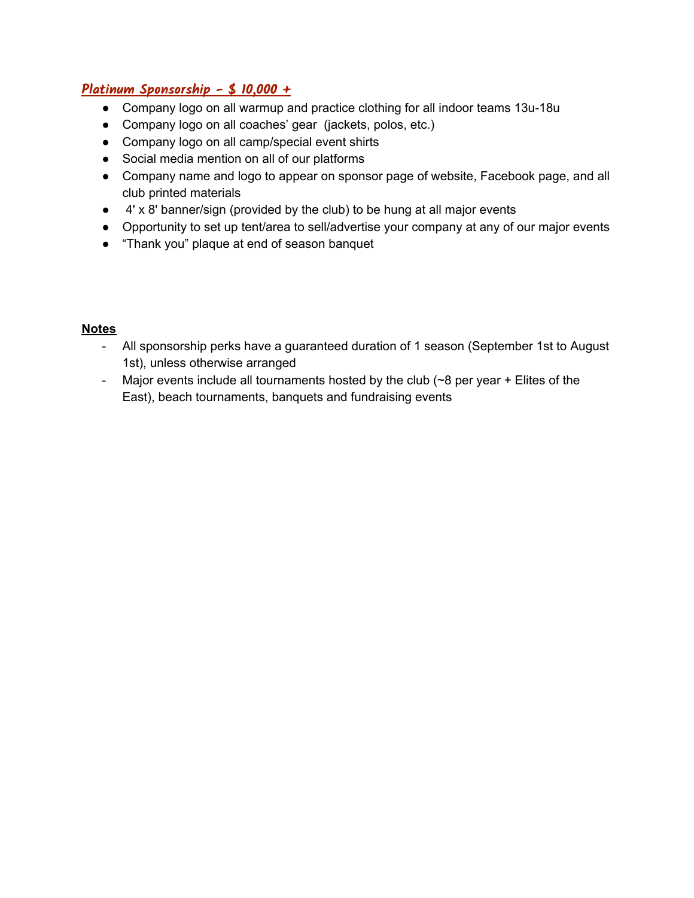## ***Platinum Sponsorship - $ 10,000 +***

- Company logo on all warmup and practice clothing for all indoor teams 13u-18u
- Company logo on all coaches' gear (jackets, polos, etc.)
- Company logo on all camp/special event shirts
- Social media mention on all of our platforms
- Company name and logo to appear on sponsor page of website, Facebook page, and all club printed materials
- 4' x 8' banner/sign (provided by the club) to be hung at all major events
- Opportunity to set up tent/area to sell/advertise your company at any of our major events
- "Thank you" plaque at end of season banquet

**Notes**

- All sponsorship perks have a guaranteed duration of 1 season (September 1st to August 1st), unless otherwise arranged
- Major events include all tournaments hosted by the club (~8 per year + Elites of the East), beach tournaments, banquets and fundraising events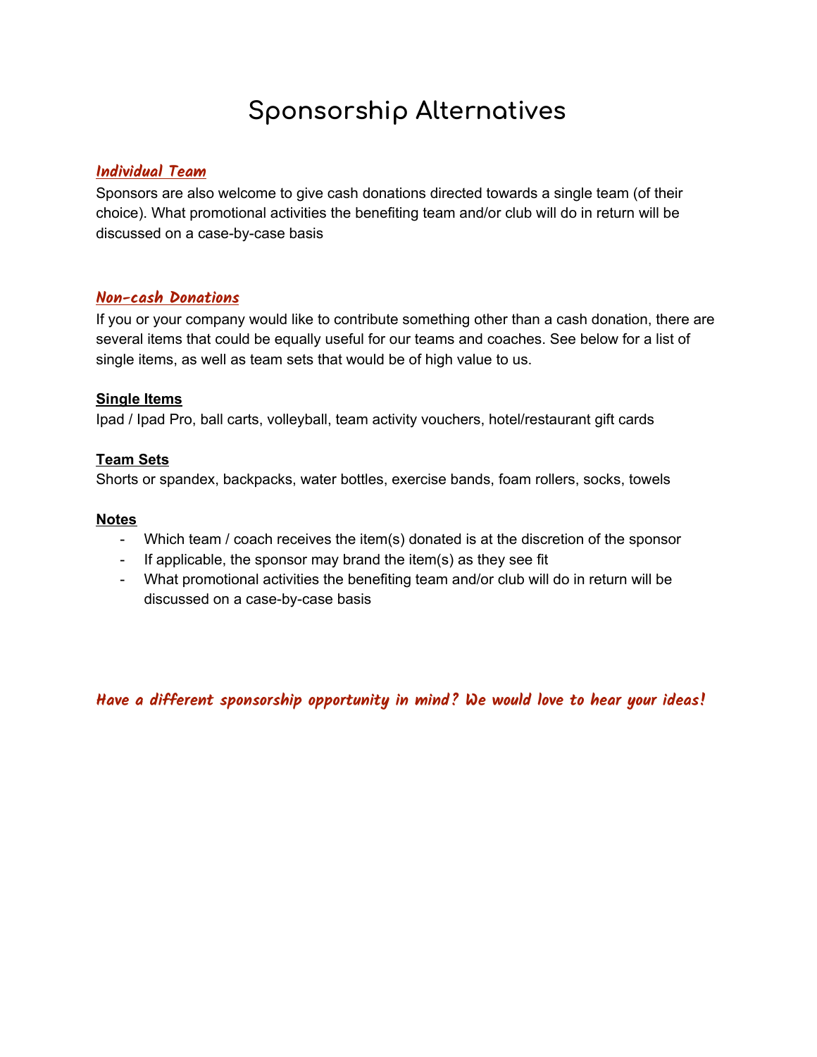# Sponsorship Alternatives

## ***Individual Team***

Sponsors are also welcome to give cash donations directed towards a single team (of their choice). What promotional activities the benefiting team and/or club will do in return will be discussed on a case-by-case basis

## ***Non-cash Donations***

If you or your company would like to contribute something other than a cash donation, there are several items that could be equally useful for our teams and coaches. See below for a list of single items, as well as team sets that would be of high value to us.

### Single Items

Ipad / Ipad Pro, ball carts, volleyball, team activity vouchers, hotel/restaurant gift cards

### Team Sets

Shorts or spandex, backpacks, water bottles, exercise bands, foam rollers, socks, towels

### Notes

- Which team / coach receives the item(s) donated is at the discretion of the sponsor
- If applicable, the sponsor may brand the item(s) as they see fit
- What promotional activities the benefiting team and/or club will do in return will be discussed on a case-by-case basis

***Have a different sponsorship opportunity in mind? We would love to hear your ideas!***